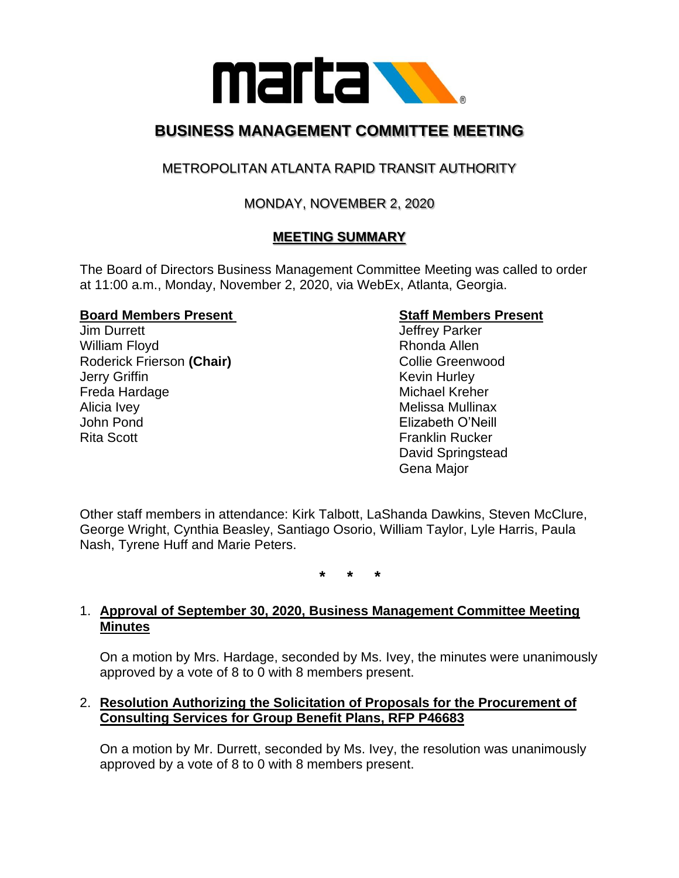# BUSINESS MANAGEMENT COMMITTEE MEETING

## METROPOLITAN ATLANTA RAPID TRANSIT AUTHORITY

## MONDAY, NOVEMBER 2, 2020

## MEETING SUMMARY

The Board of Directors Business Management Committee Meeting was called to order at 11:00 a.m., Monday, November 2, 2020, via WebEx, Atlanta, Georgia.

**Board Members Present**

Jim Durrett
William Floyd
Roderick Frierson **(Chair)**
Jerry Griffin
Freda Hardage
Alicia Ivey
John Pond
Rita Scott

**Staff Members Present**

Jeffrey Parker
Rhonda Allen
Collie Greenwood
Kevin Hurley
Michael Kreher
Melissa Mullinax
Elizabeth O'Neill
Franklin Rucker
David Springstead
Gena Major

Other staff members in attendance: Kirk Talbott, LaShanda Dawkins, Steven McClure, George Wright, Cynthia Beasley, Santiago Osorio, William Taylor, Lyle Harris, Paula Nash, Tyrene Huff and Marie Peters.

\* \* \*

1. **Approval of September 30, 2020, Business Management Committee Meeting Minutes**

   On a motion by Mrs. Hardage, seconded by Ms. Ivey, the minutes were unanimously approved by a vote of 8 to 0 with 8 members present.

2. **Resolution Authorizing the Solicitation of Proposals for the Procurement of Consulting Services for Group Benefit Plans, RFP P46683**

   On a motion by Mr. Durrett, seconded by Ms. Ivey, the resolution was unanimously approved by a vote of 8 to 0 with 8 members present.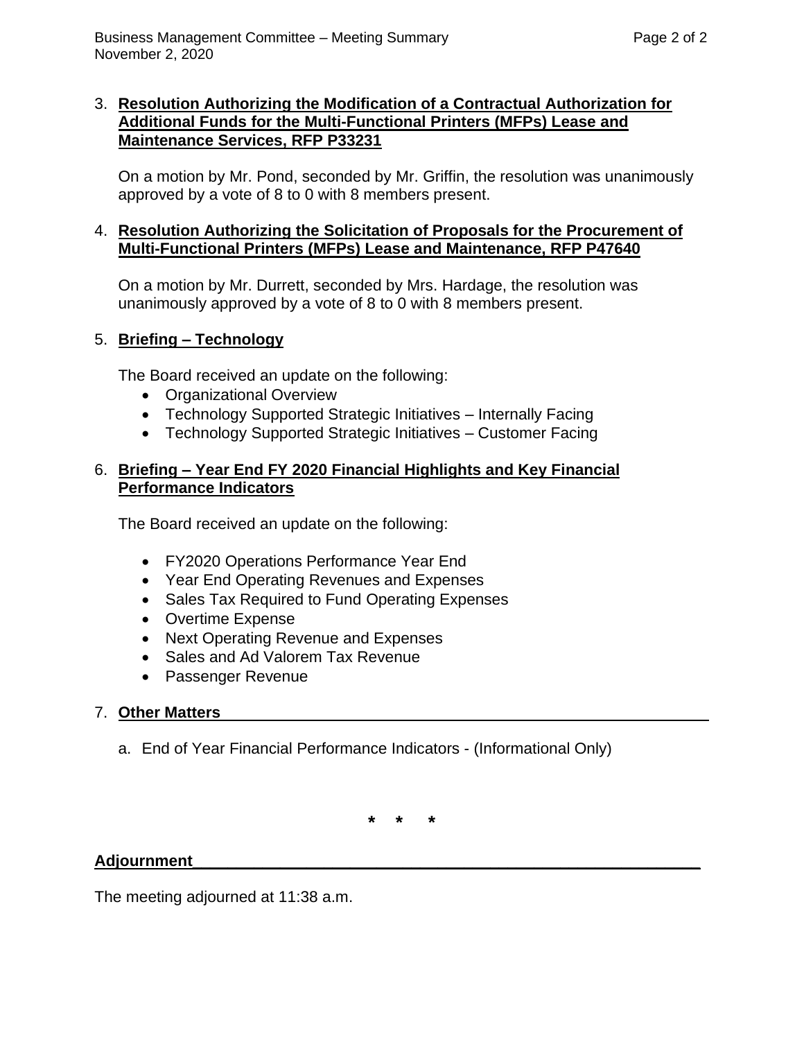3. **Resolution Authorizing the Modification of a Contractual Authorization for Additional Funds for the Multi-Functional Printers (MFPs) Lease and Maintenance Services, RFP P33231**

   On a motion by Mr. Pond, seconded by Mr. Griffin, the resolution was unanimously approved by a vote of 8 to 0 with 8 members present.

4. **Resolution Authorizing the Solicitation of Proposals for the Procurement of Multi-Functional Printers (MFPs) Lease and Maintenance, RFP P47640**

   On a motion by Mr. Durrett, seconded by Mrs. Hardage, the resolution was unanimously approved by a vote of 8 to 0 with 8 members present.

5. **Briefing – Technology**

   The Board received an update on the following:
   - Organizational Overview
   - Technology Supported Strategic Initiatives – Internally Facing
   - Technology Supported Strategic Initiatives – Customer Facing

6. **Briefing – Year End FY 2020 Financial Highlights and Key Financial Performance Indicators**

   The Board received an update on the following:

   - FY2020 Operations Performance Year End
   - Year End Operating Revenues and Expenses
   - Sales Tax Required to Fund Operating Expenses
   - Overtime Expense
   - Next Operating Revenue and Expenses
   - Sales and Ad Valorem Tax Revenue
   - Passenger Revenue

7. **Other Matters**

   a. End of Year Financial Performance Indicators - (Informational Only)

\* \* \*

**Adjournment**

The meeting adjourned at 11:38 a.m.